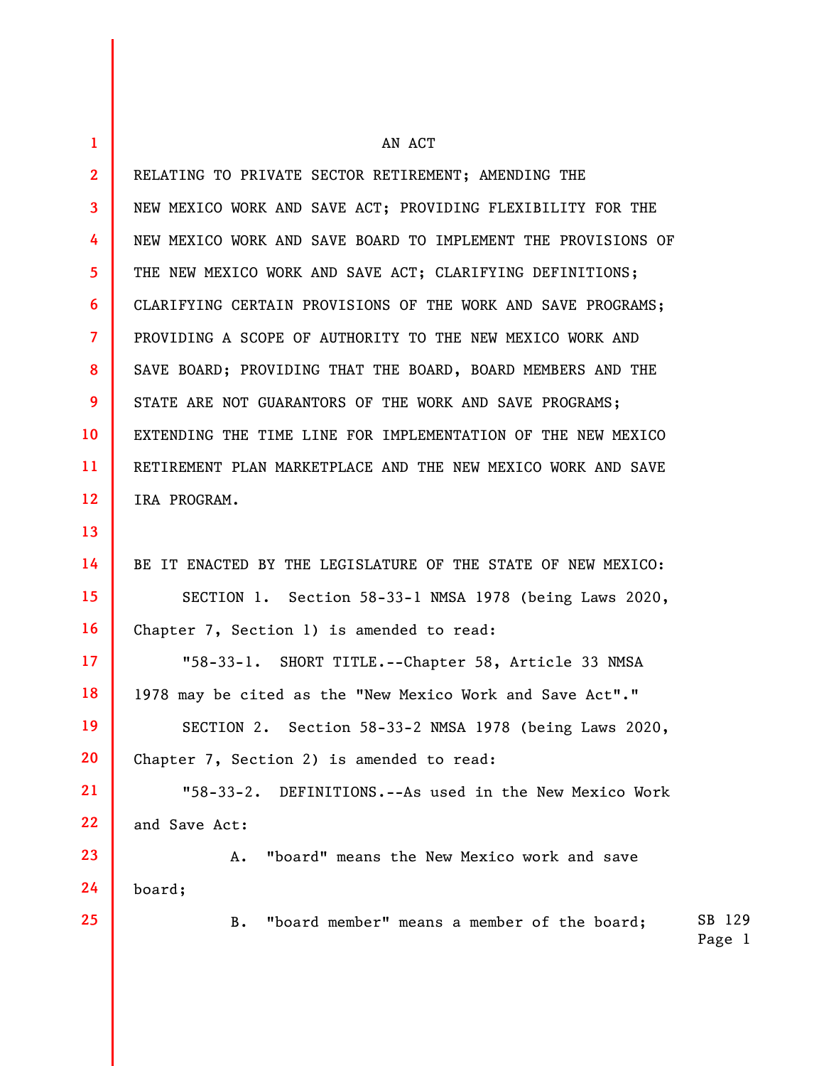AN ACT

RELATING TO PRIVATE SECTOR RETIREMENT; AMENDING THE NEW MEXICO WORK AND SAVE ACT; PROVIDING FLEXIBILITY FOR THE NEW MEXICO WORK AND SAVE BOARD TO IMPLEMENT THE PROVISIONS OF THE NEW MEXICO WORK AND SAVE ACT; CLARIFYING DEFINITIONS; CLARIFYING CERTAIN PROVISIONS OF THE WORK AND SAVE PROGRAMS; PROVIDING A SCOPE OF AUTHORITY TO THE NEW MEXICO WORK AND SAVE BOARD; PROVIDING THAT THE BOARD, BOARD MEMBERS AND THE STATE ARE NOT GUARANTORS OF THE WORK AND SAVE PROGRAMS; EXTENDING THE TIME LINE FOR IMPLEMENTATION OF THE NEW MEXICO RETIREMENT PLAN MARKETPLACE AND THE NEW MEXICO WORK AND SAVE IRA PROGRAM.

BE IT ENACTED BY THE LEGISLATURE OF THE STATE OF NEW MEXICO:

SECTION 1. Section 58-33-1 NMSA 1978 (being Laws 2020, Chapter 7, Section 1) is amended to read:

"58-33-1. SHORT TITLE.--Chapter 58, Article 33 NMSA 1978 may be cited as the "New Mexico Work and Save Act"."

SECTION 2. Section 58-33-2 NMSA 1978 (being Laws 2020, Chapter 7, Section 2) is amended to read:

"58-33-2. DEFINITIONS.--As used in the New Mexico Work and Save Act:

A. "board" means the New Mexico work and save board;

B. "board member" means a member of the board;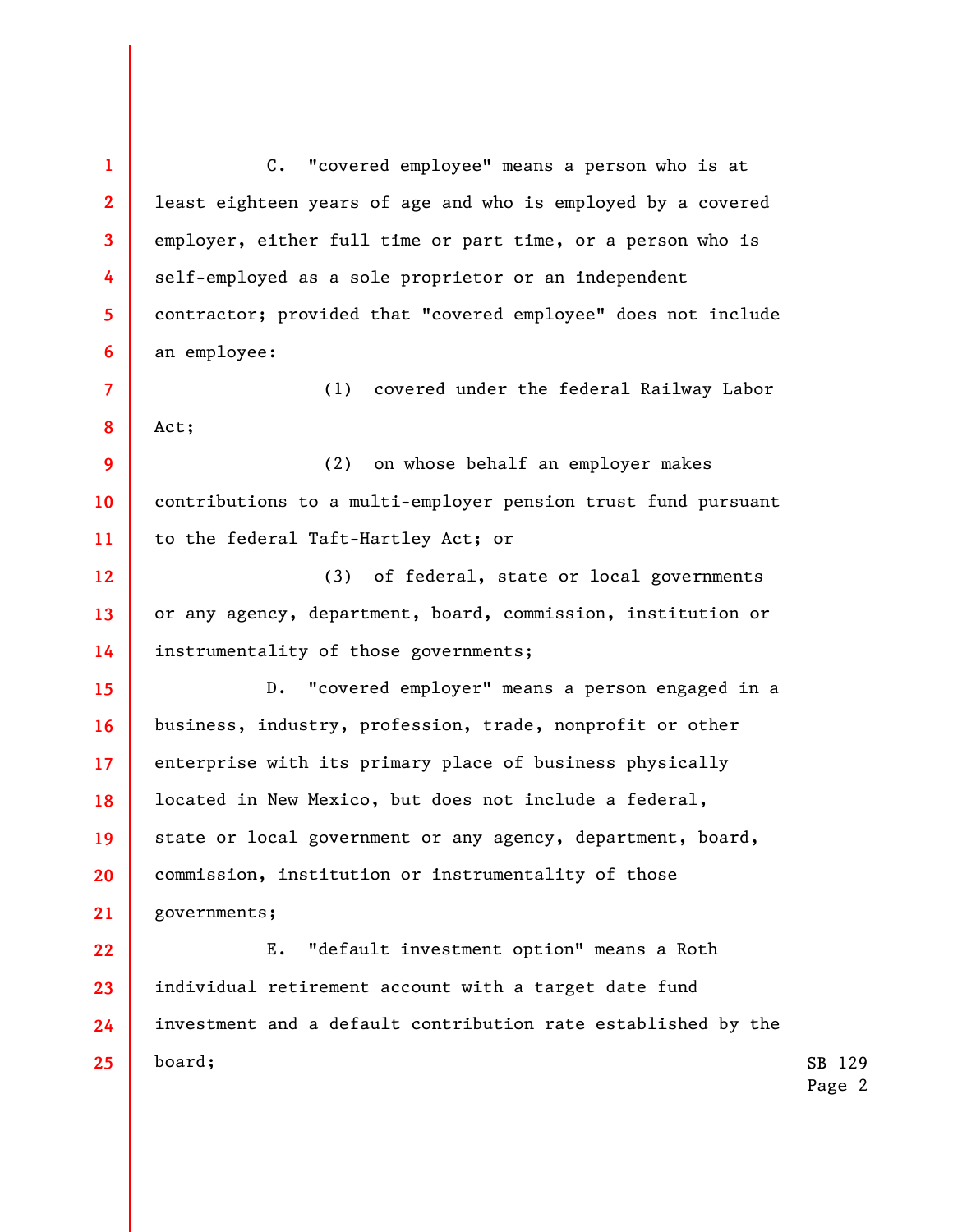C. "covered employee" means a person who is at least eighteen years of age and who is employed by a covered employer, either full time or part time, or a person who is self-employed as a sole proprietor or an independent contractor; provided that "covered employee" does not include an employee:

(1) covered under the federal Railway Labor Act;

(2) on whose behalf an employer makes contributions to a multi-employer pension trust fund pursuant to the federal Taft-Hartley Act; or

(3) of federal, state or local governments or any agency, department, board, commission, institution or instrumentality of those governments;

D. "covered employer" means a person engaged in a business, industry, profession, trade, nonprofit or other enterprise with its primary place of business physically located in New Mexico, but does not include a federal, state or local government or any agency, department, board, commission, institution or instrumentality of those governments;

E. "default investment option" means a Roth individual retirement account with a target date fund investment and a default contribution rate established by the board;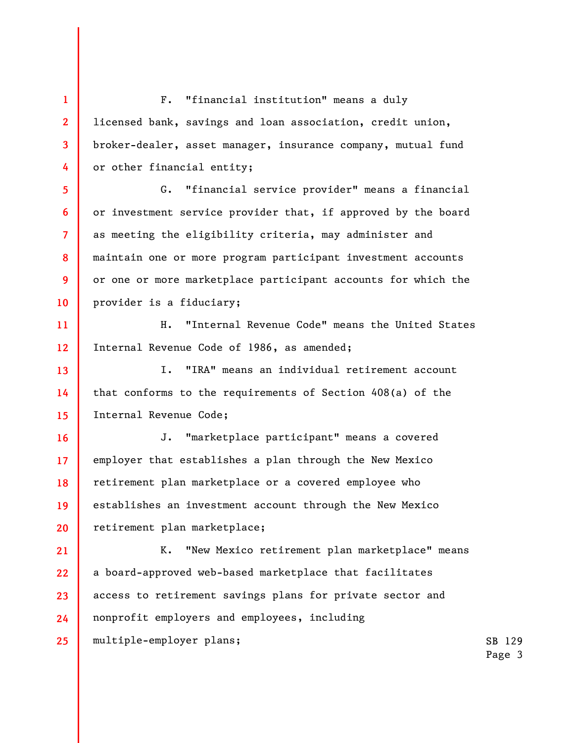F. "financial institution" means a duly licensed bank, savings and loan association, credit union, broker-dealer, asset manager, insurance company, mutual fund or other financial entity;

G. "financial service provider" means a financial or investment service provider that, if approved by the board as meeting the eligibility criteria, may administer and maintain one or more program participant investment accounts or one or more marketplace participant accounts for which the provider is a fiduciary;

H. "Internal Revenue Code" means the United States Internal Revenue Code of 1986, as amended;

I. "IRA" means an individual retirement account that conforms to the requirements of Section 408(a) of the Internal Revenue Code;

J. "marketplace participant" means a covered employer that establishes a plan through the New Mexico retirement plan marketplace or a covered employee who establishes an investment account through the New Mexico retirement plan marketplace;

K. "New Mexico retirement plan marketplace" means a board-approved web-based marketplace that facilitates access to retirement savings plans for private sector and nonprofit employers and employees, including multiple-employer plans;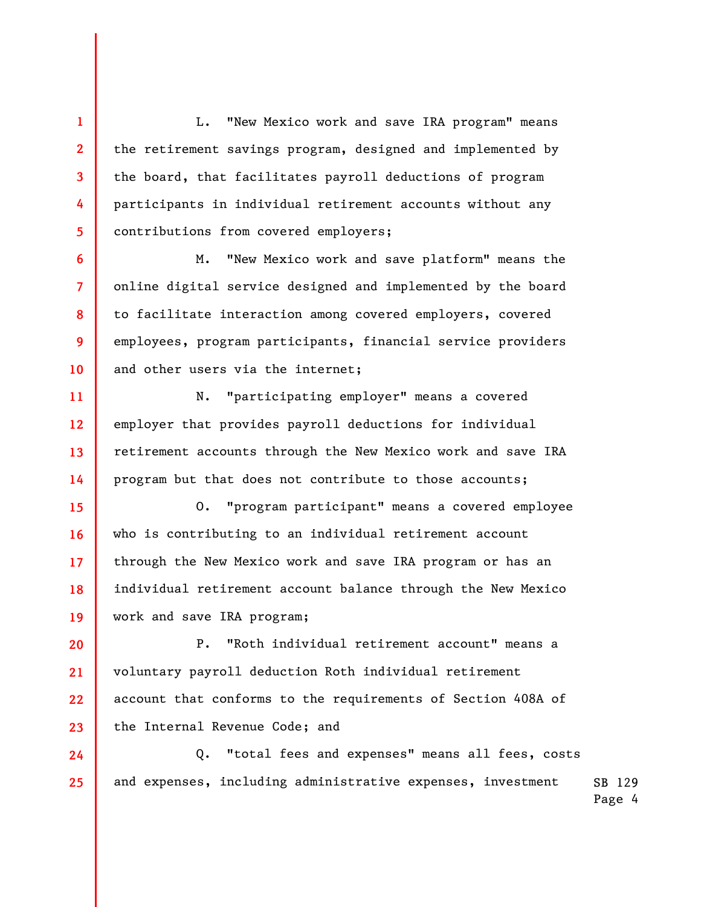L. "New Mexico work and save IRA program" means the retirement savings program, designed and implemented by the board, that facilitates payroll deductions of program participants in individual retirement accounts without any contributions from covered employers;

M. "New Mexico work and save platform" means the online digital service designed and implemented by the board to facilitate interaction among covered employers, covered employees, program participants, financial service providers and other users via the internet;

N. "participating employer" means a covered employer that provides payroll deductions for individual retirement accounts through the New Mexico work and save IRA program but that does not contribute to those accounts;

O. "program participant" means a covered employee who is contributing to an individual retirement account through the New Mexico work and save IRA program or has an individual retirement account balance through the New Mexico work and save IRA program;

P. "Roth individual retirement account" means a voluntary payroll deduction Roth individual retirement account that conforms to the requirements of Section 408A of the Internal Revenue Code; and

Q. "total fees and expenses" means all fees, costs and expenses, including administrative expenses, investment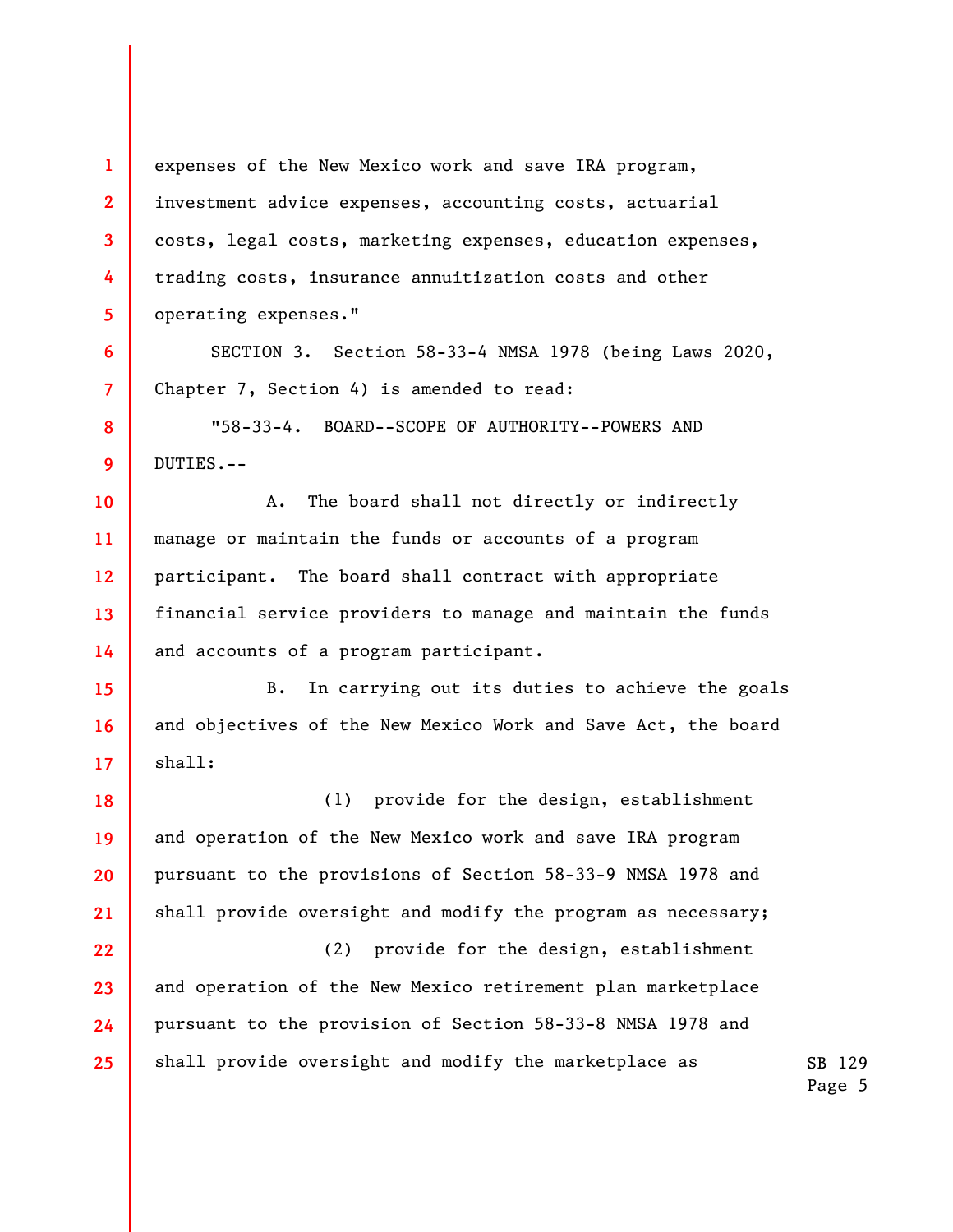expenses of the New Mexico work and save IRA program, investment advice expenses, accounting costs, actuarial costs, legal costs, marketing expenses, education expenses, trading costs, insurance annuitization costs and other operating expenses."

SECTION 3. Section 58-33-4 NMSA 1978 (being Laws 2020, Chapter 7, Section 4) is amended to read:

"58-33-4. BOARD--SCOPE OF AUTHORITY--POWERS AND DUTIES.--

A. The board shall not directly or indirectly manage or maintain the funds or accounts of a program participant. The board shall contract with appropriate financial service providers to manage and maintain the funds and accounts of a program participant.

B. In carrying out its duties to achieve the goals and objectives of the New Mexico Work and Save Act, the board shall:

(1) provide for the design, establishment and operation of the New Mexico work and save IRA program pursuant to the provisions of Section 58-33-9 NMSA 1978 and shall provide oversight and modify the program as necessary;

(2) provide for the design, establishment and operation of the New Mexico retirement plan marketplace pursuant to the provision of Section 58-33-8 NMSA 1978 and shall provide oversight and modify the marketplace as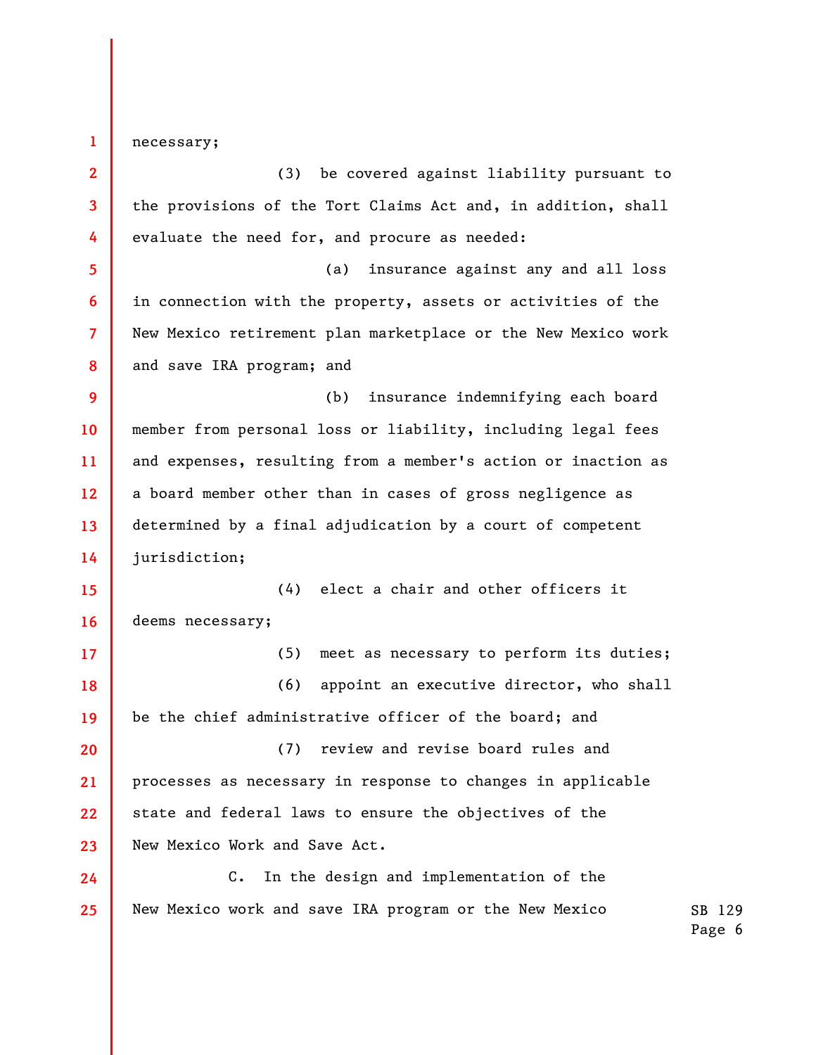necessary;

(3) be covered against liability pursuant to the provisions of the Tort Claims Act and, in addition, shall evaluate the need for, and procure as needed:

(a) insurance against any and all loss in connection with the property, assets or activities of the New Mexico retirement plan marketplace or the New Mexico work and save IRA program; and

(b) insurance indemnifying each board member from personal loss or liability, including legal fees and expenses, resulting from a member's action or inaction as a board member other than in cases of gross negligence as determined by a final adjudication by a court of competent jurisdiction;

(4) elect a chair and other officers it deems necessary;

(5) meet as necessary to perform its duties;

(6) appoint an executive director, who shall be the chief administrative officer of the board; and

(7) review and revise board rules and processes as necessary in response to changes in applicable state and federal laws to ensure the objectives of the New Mexico Work and Save Act.

C. In the design and implementation of the New Mexico work and save IRA program or the New Mexico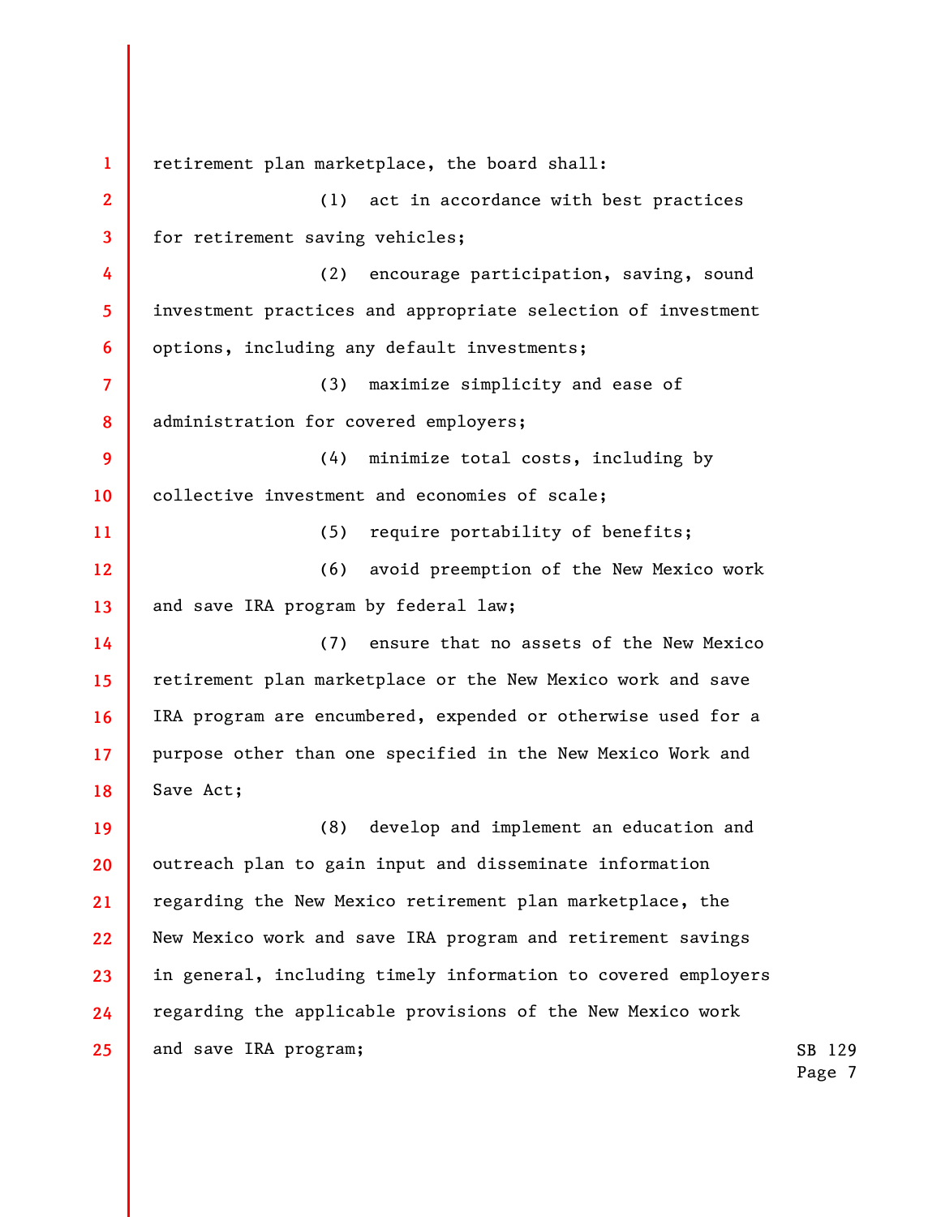retirement plan marketplace, the board shall:

(1) act in accordance with best practices for retirement saving vehicles;

(2) encourage participation, saving, sound investment practices and appropriate selection of investment options, including any default investments;

(3) maximize simplicity and ease of administration for covered employers;

(4) minimize total costs, including by collective investment and economies of scale;

(5) require portability of benefits;

(6) avoid preemption of the New Mexico work and save IRA program by federal law;

(7) ensure that no assets of the New Mexico retirement plan marketplace or the New Mexico work and save IRA program are encumbered, expended or otherwise used for a purpose other than one specified in the New Mexico Work and Save Act;

(8) develop and implement an education and outreach plan to gain input and disseminate information regarding the New Mexico retirement plan marketplace, the New Mexico work and save IRA program and retirement savings in general, including timely information to covered employers regarding the applicable provisions of the New Mexico work and save IRA program;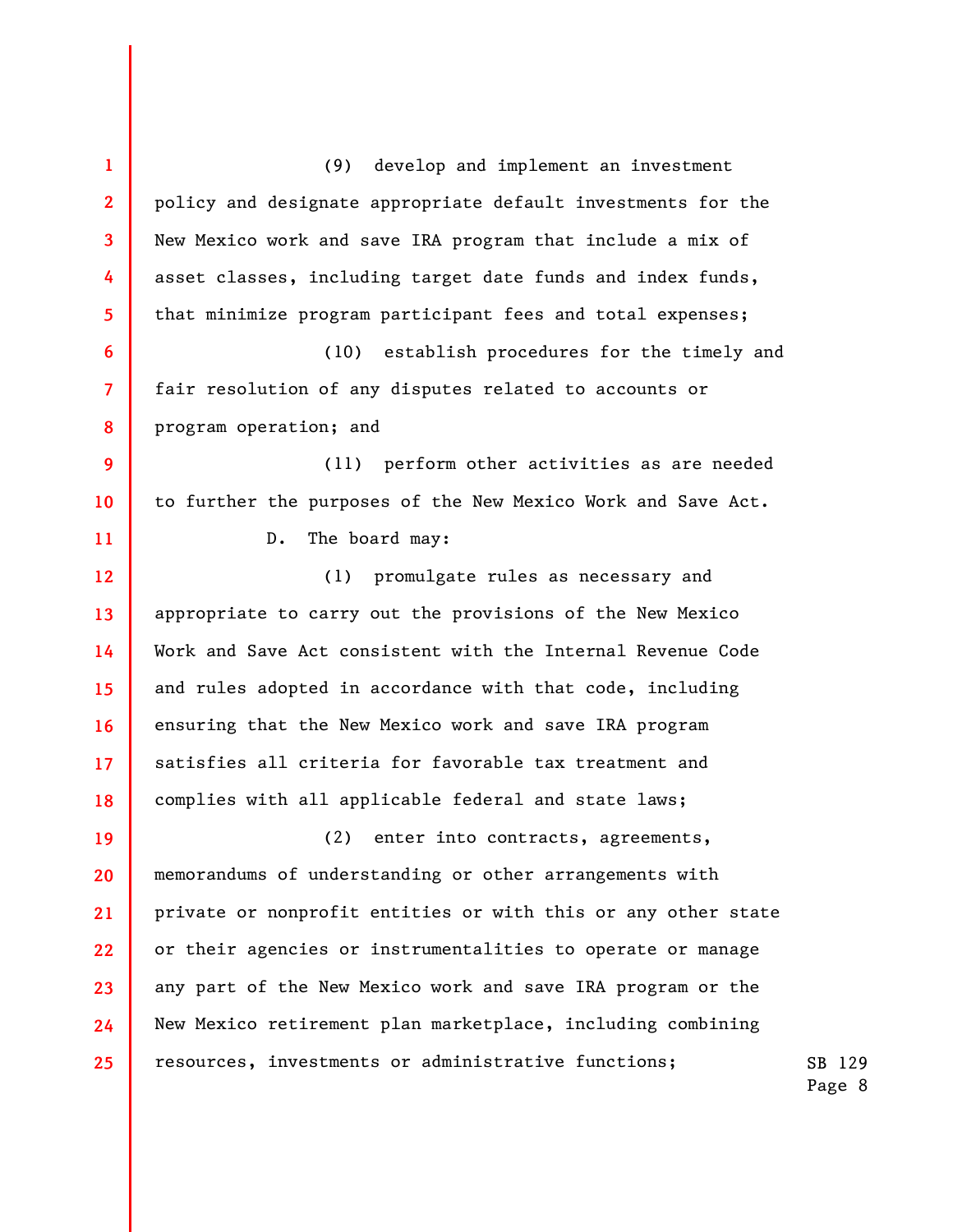(9) develop and implement an investment policy and designate appropriate default investments for the New Mexico work and save IRA program that include a mix of asset classes, including target date funds and index funds, that minimize program participant fees and total expenses;

(10) establish procedures for the timely and fair resolution of any disputes related to accounts or program operation; and

(11) perform other activities as are needed to further the purposes of the New Mexico Work and Save Act.

D. The board may:

(1) promulgate rules as necessary and appropriate to carry out the provisions of the New Mexico Work and Save Act consistent with the Internal Revenue Code and rules adopted in accordance with that code, including ensuring that the New Mexico work and save IRA program satisfies all criteria for favorable tax treatment and complies with all applicable federal and state laws;

(2) enter into contracts, agreements, memorandums of understanding or other arrangements with private or nonprofit entities or with this or any other state or their agencies or instrumentalities to operate or manage any part of the New Mexico work and save IRA program or the New Mexico retirement plan marketplace, including combining resources, investments or administrative functions;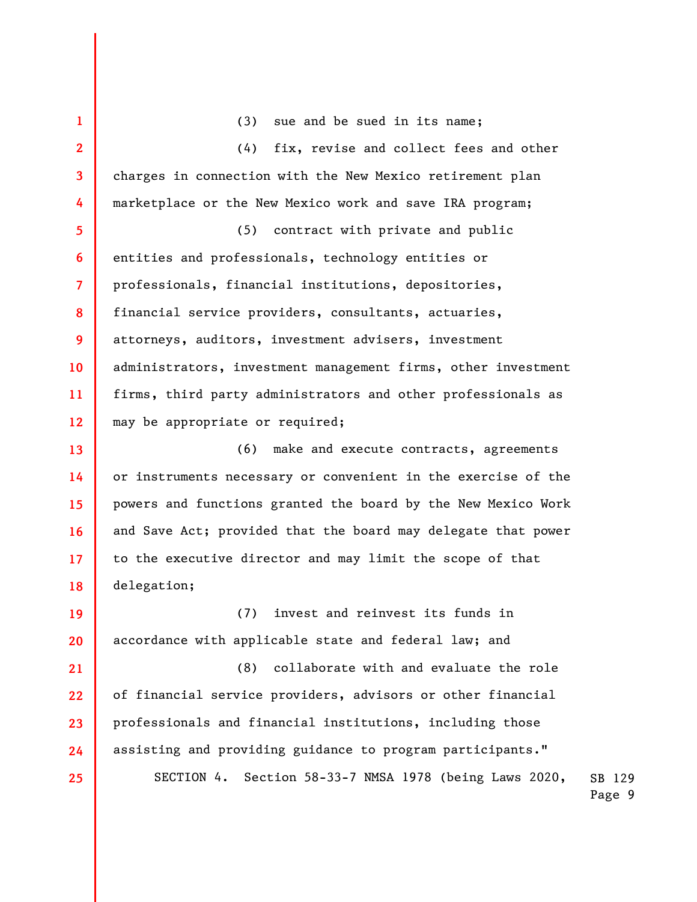(3) sue and be sued in its name;

(4) fix, revise and collect fees and other charges in connection with the New Mexico retirement plan marketplace or the New Mexico work and save IRA program;

(5) contract with private and public entities and professionals, technology entities or professionals, financial institutions, depositories, financial service providers, consultants, actuaries, attorneys, auditors, investment advisers, investment administrators, investment management firms, other investment firms, third party administrators and other professionals as may be appropriate or required;

(6) make and execute contracts, agreements or instruments necessary or convenient in the exercise of the powers and functions granted the board by the New Mexico Work and Save Act; provided that the board may delegate that power to the executive director and may limit the scope of that delegation;

(7) invest and reinvest its funds in accordance with applicable state and federal law; and

(8) collaborate with and evaluate the role of financial service providers, advisors or other financial professionals and financial institutions, including those assisting and providing guidance to program participants."

SECTION 4. Section 58-33-7 NMSA 1978 (being Laws 2020,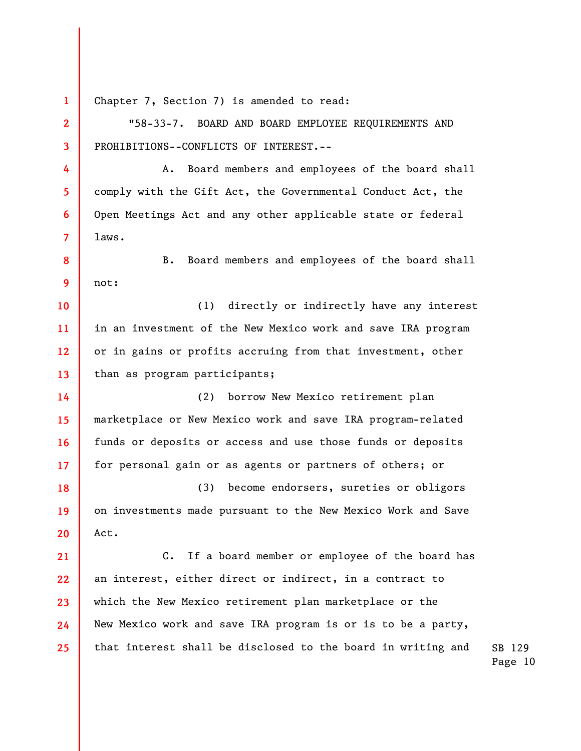Chapter 7, Section 7) is amended to read:

"58-33-7. BOARD AND BOARD EMPLOYEE REQUIREMENTS AND PROHIBITIONS--CONFLICTS OF INTEREST.--

A. Board members and employees of the board shall comply with the Gift Act, the Governmental Conduct Act, the Open Meetings Act and any other applicable state or federal laws.

B. Board members and employees of the board shall not:

(1) directly or indirectly have any interest in an investment of the New Mexico work and save IRA program or in gains or profits accruing from that investment, other than as program participants;

(2) borrow New Mexico retirement plan marketplace or New Mexico work and save IRA program-related funds or deposits or access and use those funds or deposits for personal gain or as agents or partners of others; or

(3) become endorsers, sureties or obligors on investments made pursuant to the New Mexico Work and Save Act.

C. If a board member or employee of the board has an interest, either direct or indirect, in a contract to which the New Mexico retirement plan marketplace or the New Mexico work and save IRA program is or is to be a party, that interest shall be disclosed to the board in writing and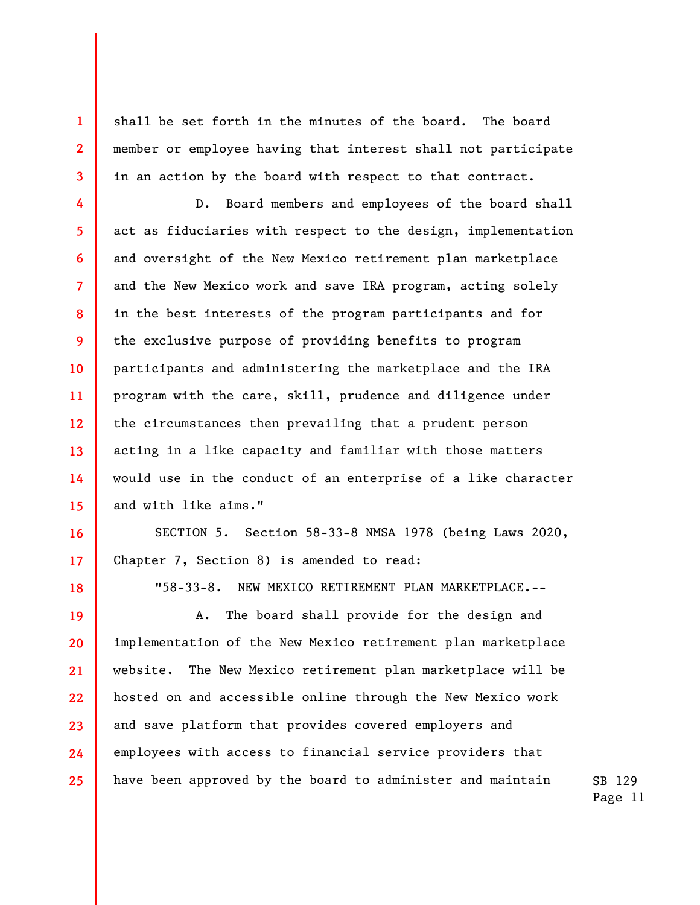shall be set forth in the minutes of the board. The board member or employee having that interest shall not participate in an action by the board with respect to that contract.

D. Board members and employees of the board shall act as fiduciaries with respect to the design, implementation and oversight of the New Mexico retirement plan marketplace and the New Mexico work and save IRA program, acting solely in the best interests of the program participants and for the exclusive purpose of providing benefits to program participants and administering the marketplace and the IRA program with the care, skill, prudence and diligence under the circumstances then prevailing that a prudent person acting in a like capacity and familiar with those matters would use in the conduct of an enterprise of a like character and with like aims."

SECTION 5. Section 58-33-8 NMSA 1978 (being Laws 2020, Chapter 7, Section 8) is amended to read:

"58-33-8. NEW MEXICO RETIREMENT PLAN MARKETPLACE.--

A. The board shall provide for the design and implementation of the New Mexico retirement plan marketplace website. The New Mexico retirement plan marketplace will be hosted on and accessible online through the New Mexico work and save platform that provides covered employers and employees with access to financial service providers that have been approved by the board to administer and maintain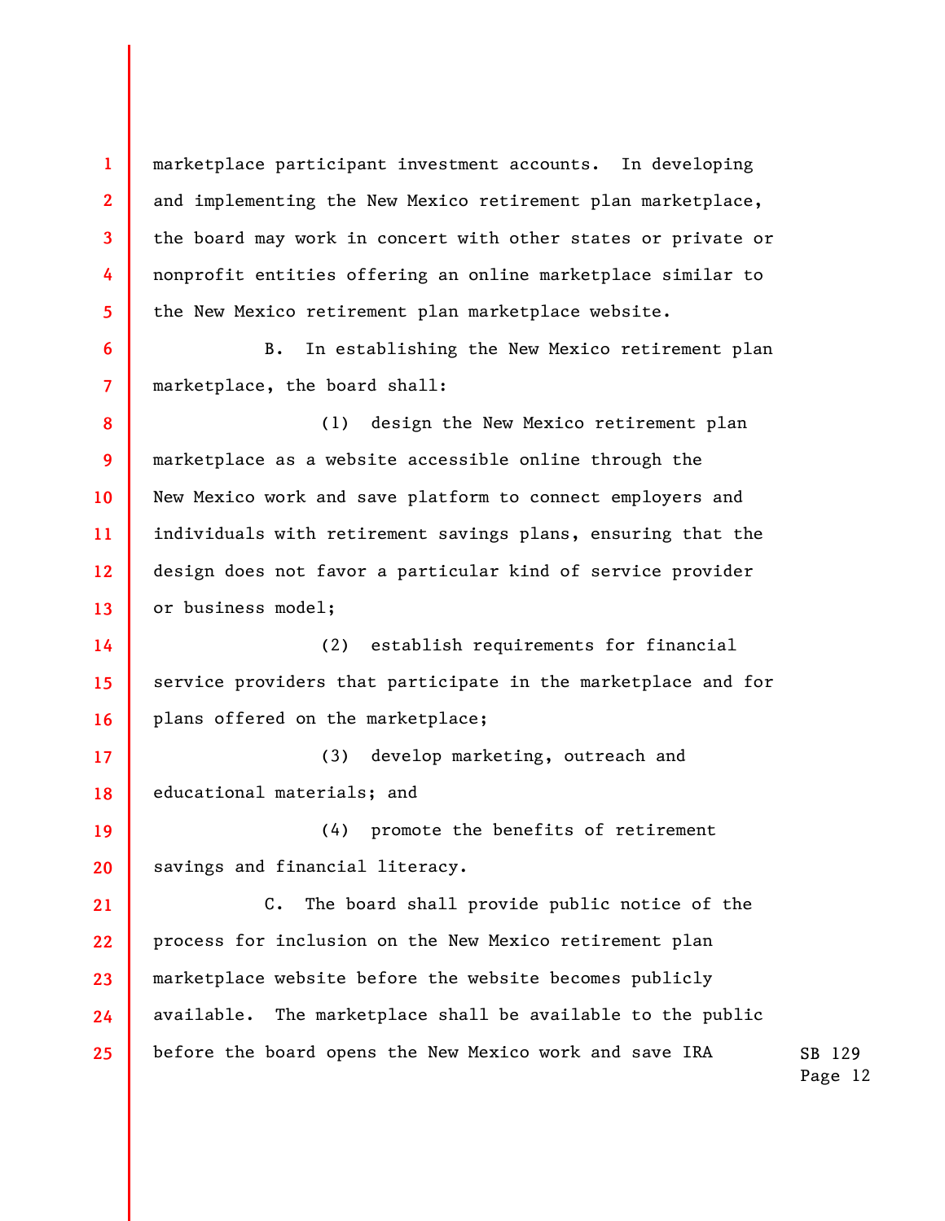marketplace participant investment accounts. In developing and implementing the New Mexico retirement plan marketplace, the board may work in concert with other states or private or nonprofit entities offering an online marketplace similar to the New Mexico retirement plan marketplace website.

B. In establishing the New Mexico retirement plan marketplace, the board shall:

(1) design the New Mexico retirement plan marketplace as a website accessible online through the New Mexico work and save platform to connect employers and individuals with retirement savings plans, ensuring that the design does not favor a particular kind of service provider or business model;

(2) establish requirements for financial service providers that participate in the marketplace and for plans offered on the marketplace;

(3) develop marketing, outreach and educational materials; and

(4) promote the benefits of retirement savings and financial literacy.

C. The board shall provide public notice of the process for inclusion on the New Mexico retirement plan marketplace website before the website becomes publicly available. The marketplace shall be available to the public before the board opens the New Mexico work and save IRA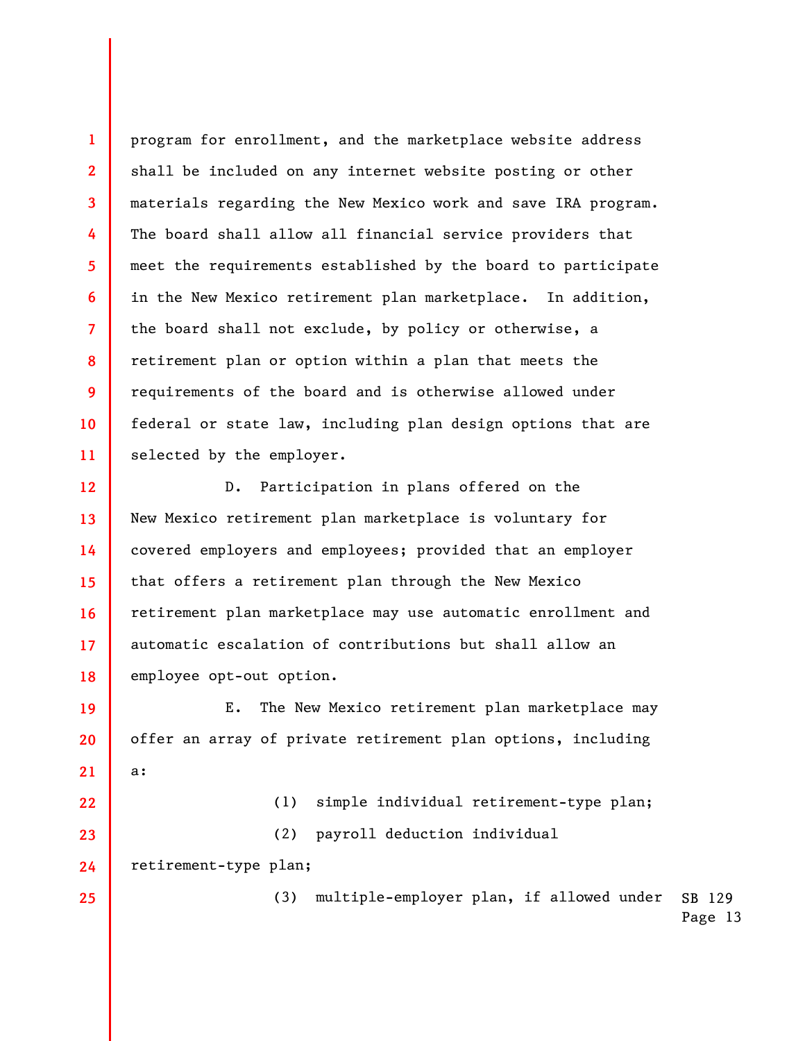program for enrollment, and the marketplace website address shall be included on any internet website posting or other materials regarding the New Mexico work and save IRA program. The board shall allow all financial service providers that meet the requirements established by the board to participate in the New Mexico retirement plan marketplace. In addition, the board shall not exclude, by policy or otherwise, a retirement plan or option within a plan that meets the requirements of the board and is otherwise allowed under federal or state law, including plan design options that are selected by the employer.

D. Participation in plans offered on the New Mexico retirement plan marketplace is voluntary for covered employers and employees; provided that an employer that offers a retirement plan through the New Mexico retirement plan marketplace may use automatic enrollment and automatic escalation of contributions but shall allow an employee opt-out option.

E. The New Mexico retirement plan marketplace may offer an array of private retirement plan options, including a:

(1) simple individual retirement-type plan;

(2) payroll deduction individual retirement-type plan;

(3) multiple-employer plan, if allowed under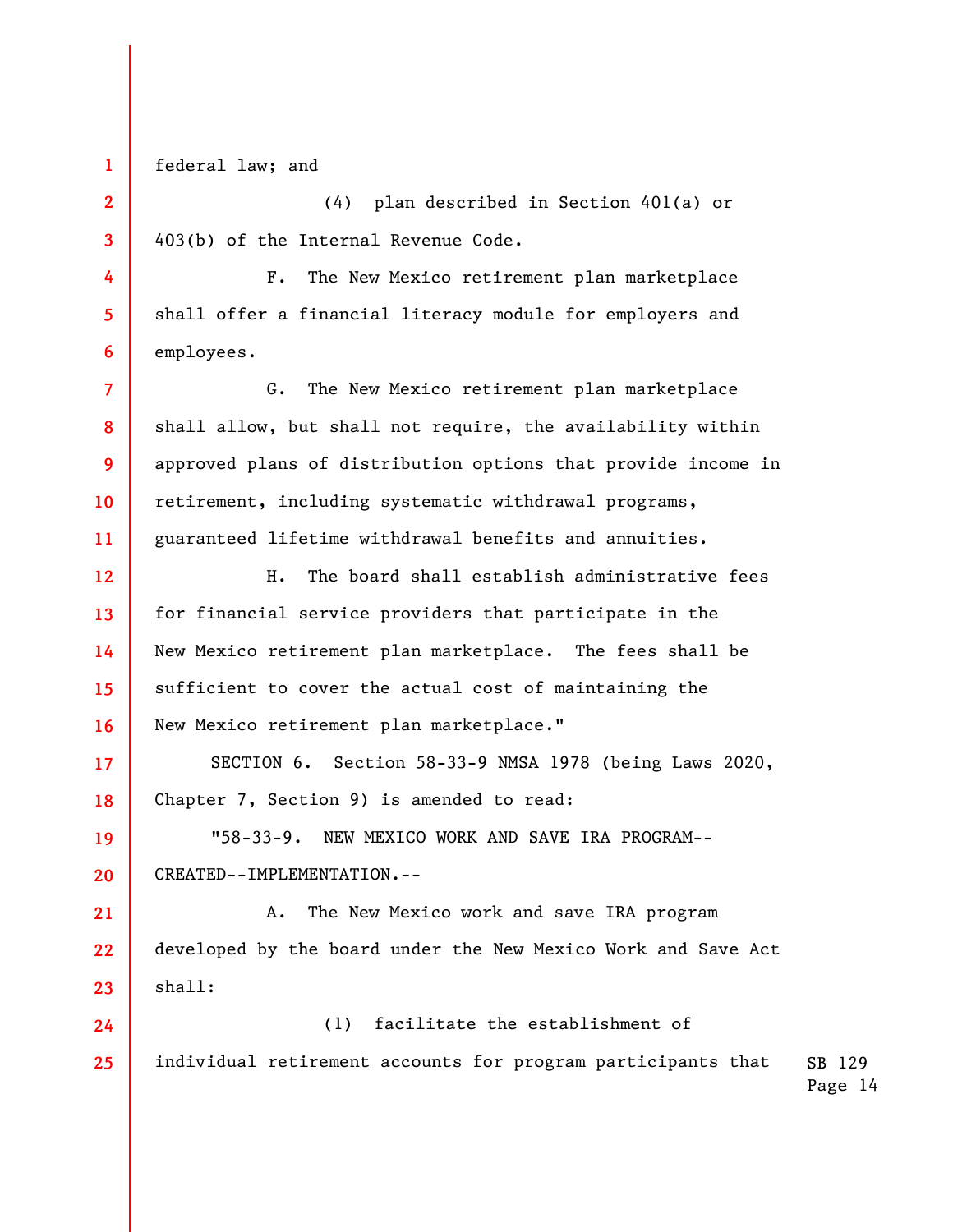federal law; and

(4) plan described in Section 401(a) or 403(b) of the Internal Revenue Code.

F. The New Mexico retirement plan marketplace shall offer a financial literacy module for employers and employees.

G. The New Mexico retirement plan marketplace shall allow, but shall not require, the availability within approved plans of distribution options that provide income in retirement, including systematic withdrawal programs, guaranteed lifetime withdrawal benefits and annuities.

H. The board shall establish administrative fees for financial service providers that participate in the New Mexico retirement plan marketplace. The fees shall be sufficient to cover the actual cost of maintaining the New Mexico retirement plan marketplace."

SECTION 6. Section 58-33-9 NMSA 1978 (being Laws 2020, Chapter 7, Section 9) is amended to read:

"58-33-9. NEW MEXICO WORK AND SAVE IRA PROGRAM--CREATED--IMPLEMENTATION.--

A. The New Mexico work and save IRA program developed by the board under the New Mexico Work and Save Act shall:

(1) facilitate the establishment of individual retirement accounts for program participants that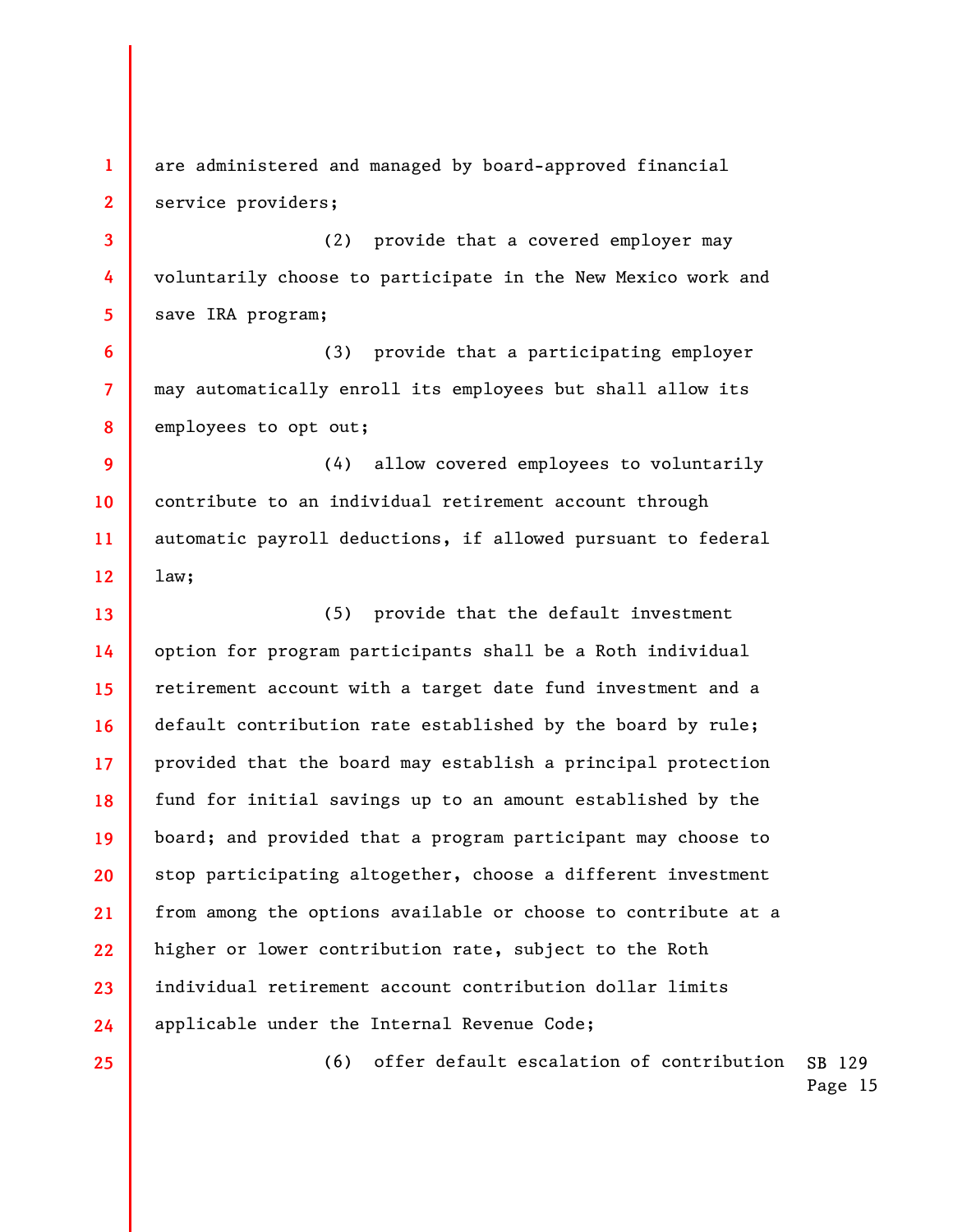are administered and managed by board-approved financial service providers;

(2) provide that a covered employer may voluntarily choose to participate in the New Mexico work and save IRA program;

(3) provide that a participating employer may automatically enroll its employees but shall allow its employees to opt out;

(4) allow covered employees to voluntarily contribute to an individual retirement account through automatic payroll deductions, if allowed pursuant to federal law;

(5) provide that the default investment option for program participants shall be a Roth individual retirement account with a target date fund investment and a default contribution rate established by the board by rule; provided that the board may establish a principal protection fund for initial savings up to an amount established by the board; and provided that a program participant may choose to stop participating altogether, choose a different investment from among the options available or choose to contribute at a higher or lower contribution rate, subject to the Roth individual retirement account contribution dollar limits applicable under the Internal Revenue Code;

(6) offer default escalation of contribution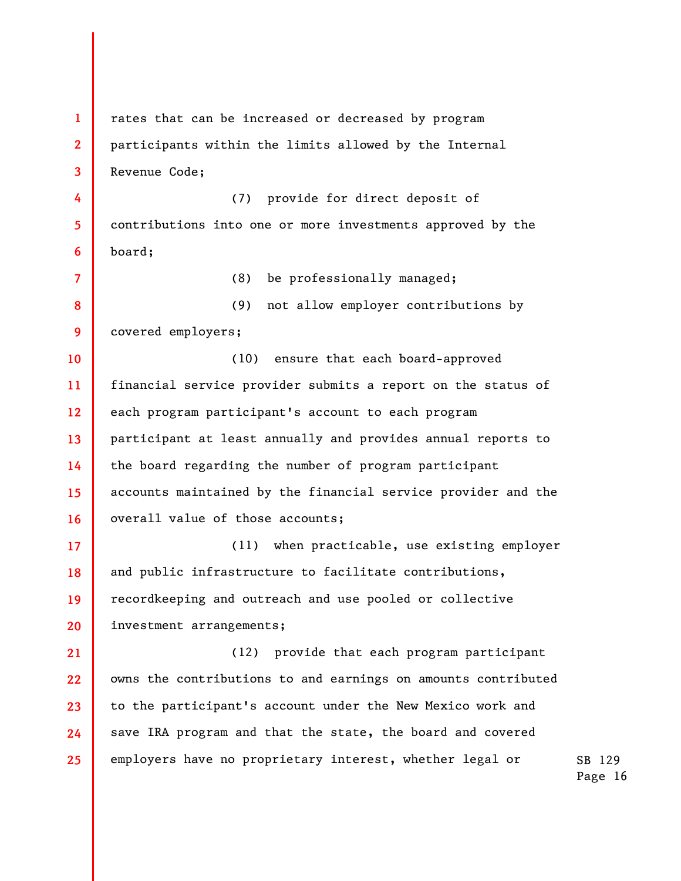rates that can be increased or decreased by program participants within the limits allowed by the Internal Revenue Code;

(7) provide for direct deposit of contributions into one or more investments approved by the board;

(8) be professionally managed;

(9) not allow employer contributions by covered employers;

(10) ensure that each board-approved financial service provider submits a report on the status of each program participant's account to each program participant at least annually and provides annual reports to the board regarding the number of program participant accounts maintained by the financial service provider and the overall value of those accounts;

(11) when practicable, use existing employer and public infrastructure to facilitate contributions, recordkeeping and outreach and use pooled or collective investment arrangements;

(12) provide that each program participant owns the contributions to and earnings on amounts contributed to the participant's account under the New Mexico work and save IRA program and that the state, the board and covered employers have no proprietary interest, whether legal or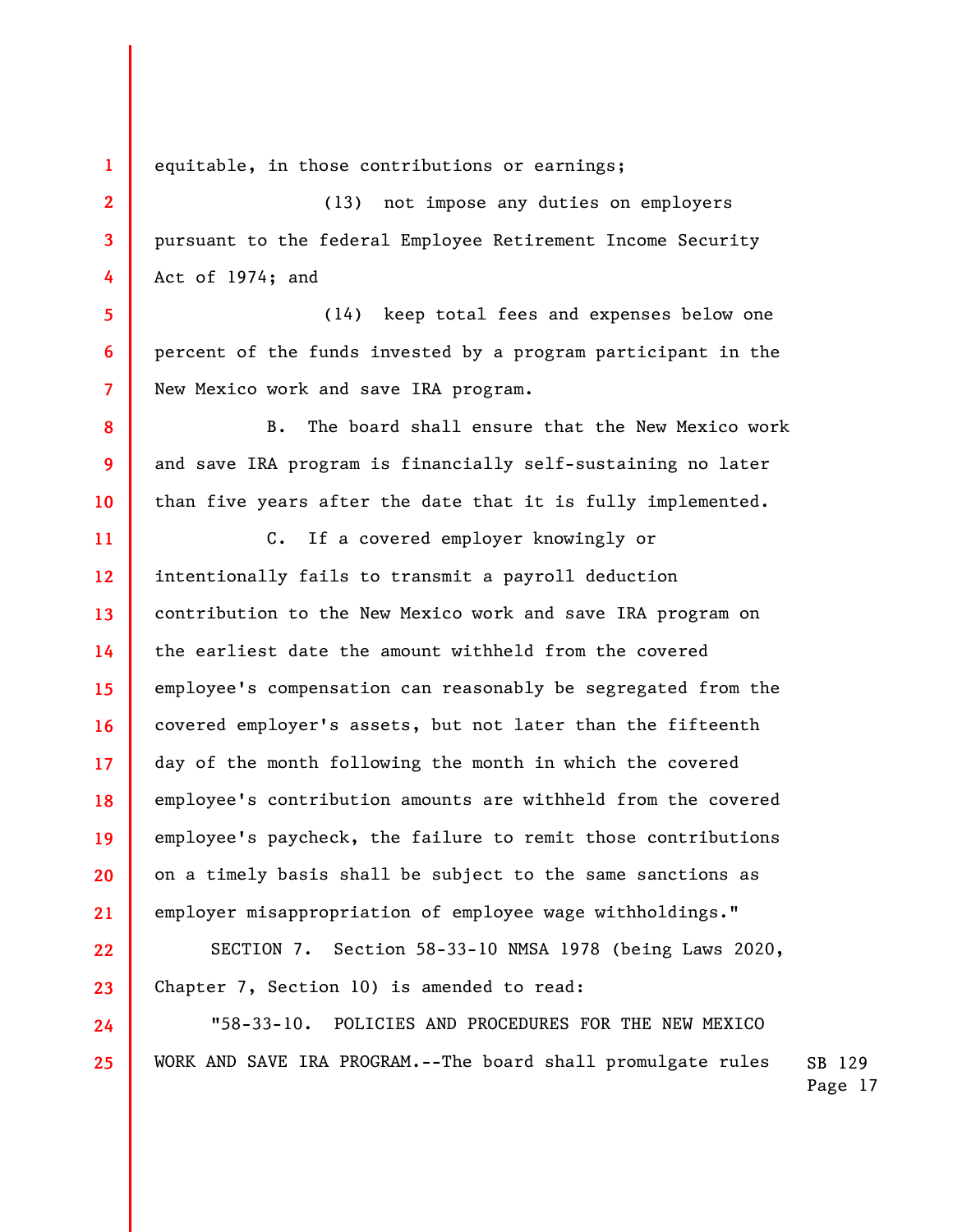equitable, in those contributions or earnings;

(13) not impose any duties on employers pursuant to the federal Employee Retirement Income Security Act of 1974; and

(14) keep total fees and expenses below one percent of the funds invested by a program participant in the New Mexico work and save IRA program.

B. The board shall ensure that the New Mexico work and save IRA program is financially self-sustaining no later than five years after the date that it is fully implemented.

C. If a covered employer knowingly or intentionally fails to transmit a payroll deduction contribution to the New Mexico work and save IRA program on the earliest date the amount withheld from the covered employee's compensation can reasonably be segregated from the covered employer's assets, but not later than the fifteenth day of the month following the month in which the covered employee's contribution amounts are withheld from the covered employee's paycheck, the failure to remit those contributions on a timely basis shall be subject to the same sanctions as employer misappropriation of employee wage withholdings."

SECTION 7. Section 58-33-10 NMSA 1978 (being Laws 2020, Chapter 7, Section 10) is amended to read:

"58-33-10. POLICIES AND PROCEDURES FOR THE NEW MEXICO WORK AND SAVE IRA PROGRAM.--The board shall promulgate rules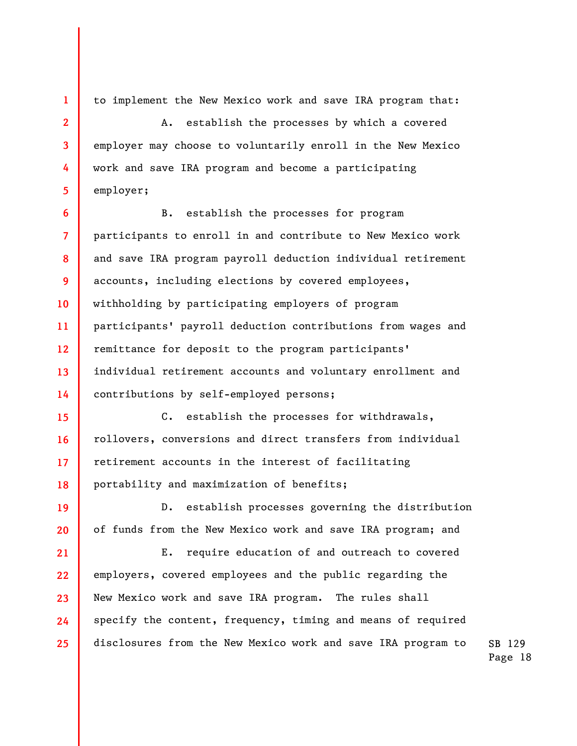to implement the New Mexico work and save IRA program that:

A. establish the processes by which a covered employer may choose to voluntarily enroll in the New Mexico work and save IRA program and become a participating employer;

B. establish the processes for program participants to enroll in and contribute to New Mexico work and save IRA program payroll deduction individual retirement accounts, including elections by covered employees, withholding by participating employers of program participants' payroll deduction contributions from wages and remittance for deposit to the program participants' individual retirement accounts and voluntary enrollment and contributions by self-employed persons;

C. establish the processes for withdrawals, rollovers, conversions and direct transfers from individual retirement accounts in the interest of facilitating portability and maximization of benefits;

D. establish processes governing the distribution of funds from the New Mexico work and save IRA program; and

E. require education of and outreach to covered employers, covered employees and the public regarding the New Mexico work and save IRA program. The rules shall specify the content, frequency, timing and means of required disclosures from the New Mexico work and save IRA program to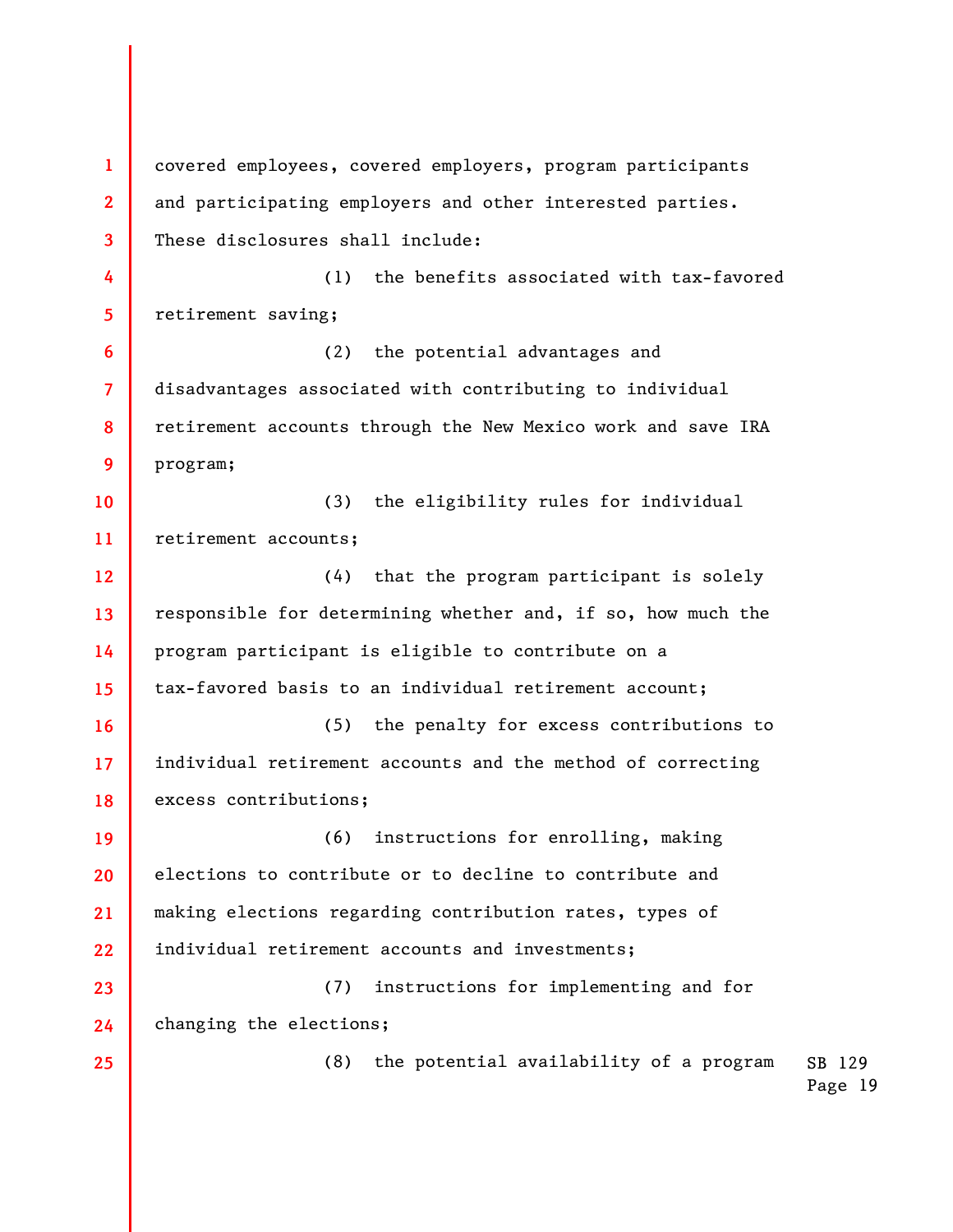covered employees, covered employers, program participants and participating employers and other interested parties. These disclosures shall include:

(1) the benefits associated with tax-favored retirement saving;

(2) the potential advantages and disadvantages associated with contributing to individual retirement accounts through the New Mexico work and save IRA program;

(3) the eligibility rules for individual retirement accounts;

(4) that the program participant is solely responsible for determining whether and, if so, how much the program participant is eligible to contribute on a tax-favored basis to an individual retirement account;

(5) the penalty for excess contributions to individual retirement accounts and the method of correcting excess contributions;

(6) instructions for enrolling, making elections to contribute or to decline to contribute and making elections regarding contribution rates, types of individual retirement accounts and investments;

(7) instructions for implementing and for changing the elections;

(8) the potential availability of a program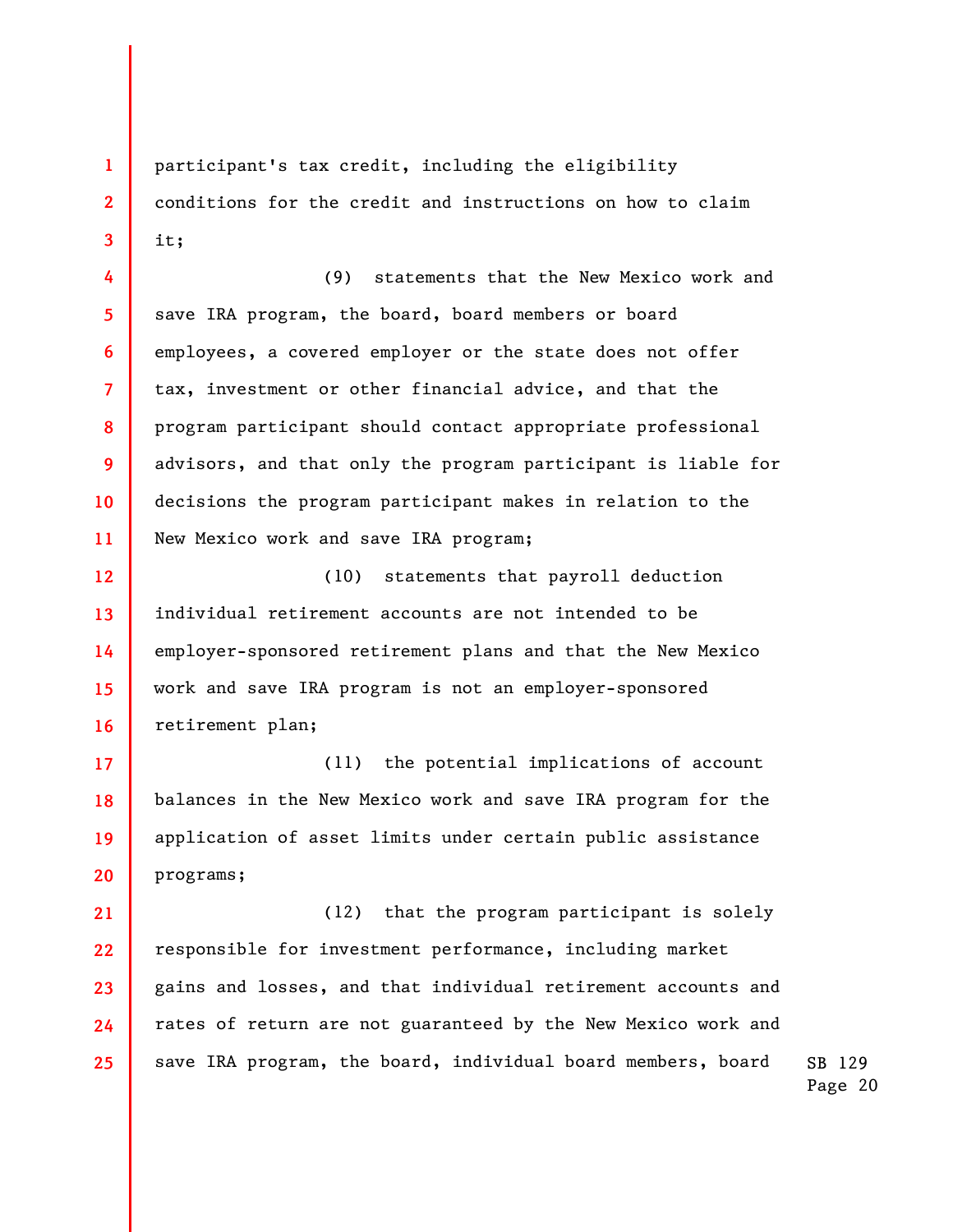participant's tax credit, including the eligibility conditions for the credit and instructions on how to claim it;

(9) statements that the New Mexico work and save IRA program, the board, board members or board employees, a covered employer or the state does not offer tax, investment or other financial advice, and that the program participant should contact appropriate professional advisors, and that only the program participant is liable for decisions the program participant makes in relation to the New Mexico work and save IRA program;

(10) statements that payroll deduction individual retirement accounts are not intended to be employer-sponsored retirement plans and that the New Mexico work and save IRA program is not an employer-sponsored retirement plan;

(11) the potential implications of account balances in the New Mexico work and save IRA program for the application of asset limits under certain public assistance programs;

(12) that the program participant is solely responsible for investment performance, including market gains and losses, and that individual retirement accounts and rates of return are not guaranteed by the New Mexico work and save IRA program, the board, individual board members, board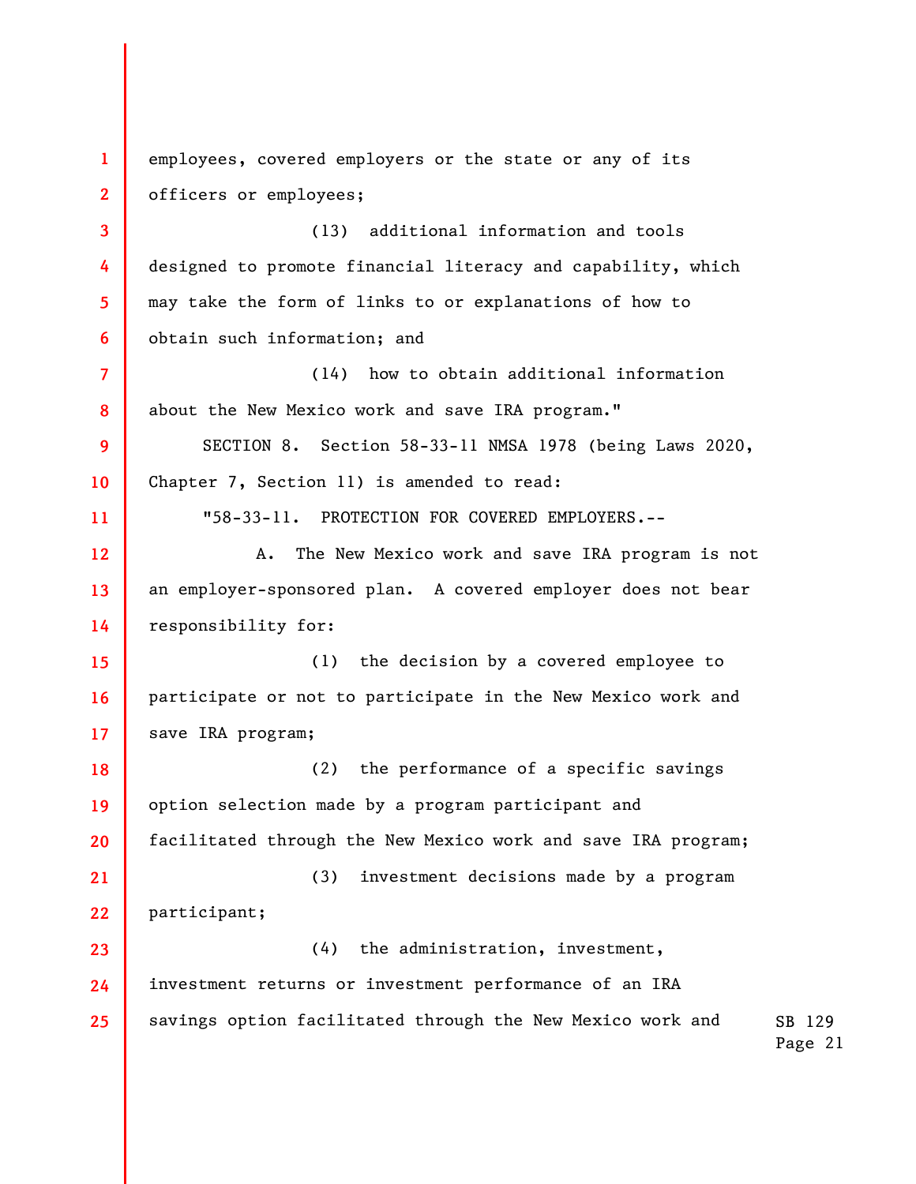employees, covered employers or the state or any of its officers or employees;

(13) additional information and tools designed to promote financial literacy and capability, which may take the form of links to or explanations of how to obtain such information; and

(14) how to obtain additional information about the New Mexico work and save IRA program."

SECTION 8. Section 58-33-11 NMSA 1978 (being Laws 2020, Chapter 7, Section 11) is amended to read:

"58-33-11. PROTECTION FOR COVERED EMPLOYERS.--

A. The New Mexico work and save IRA program is not an employer-sponsored plan. A covered employer does not bear responsibility for:

(1) the decision by a covered employee to participate or not to participate in the New Mexico work and save IRA program;

(2) the performance of a specific savings option selection made by a program participant and facilitated through the New Mexico work and save IRA program;

(3) investment decisions made by a program participant;

(4) the administration, investment, investment returns or investment performance of an IRA savings option facilitated through the New Mexico work and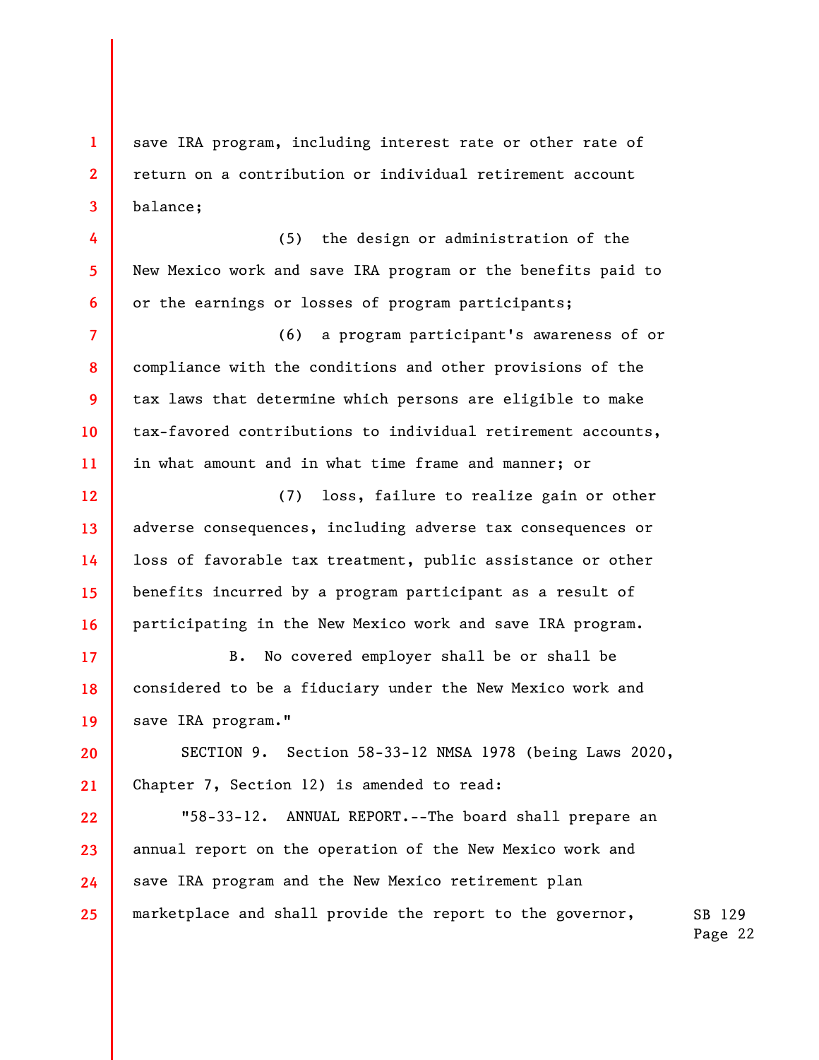save IRA program, including interest rate or other rate of return on a contribution or individual retirement account balance;

(5) the design or administration of the New Mexico work and save IRA program or the benefits paid to or the earnings or losses of program participants;

(6) a program participant's awareness of or compliance with the conditions and other provisions of the tax laws that determine which persons are eligible to make tax-favored contributions to individual retirement accounts, in what amount and in what time frame and manner; or

(7) loss, failure to realize gain or other adverse consequences, including adverse tax consequences or loss of favorable tax treatment, public assistance or other benefits incurred by a program participant as a result of participating in the New Mexico work and save IRA program.

B. No covered employer shall be or shall be considered to be a fiduciary under the New Mexico work and save IRA program."

SECTION 9. Section 58-33-12 NMSA 1978 (being Laws 2020, Chapter 7, Section 12) is amended to read:

"58-33-12. ANNUAL REPORT.--The board shall prepare an annual report on the operation of the New Mexico work and save IRA program and the New Mexico retirement plan marketplace and shall provide the report to the governor,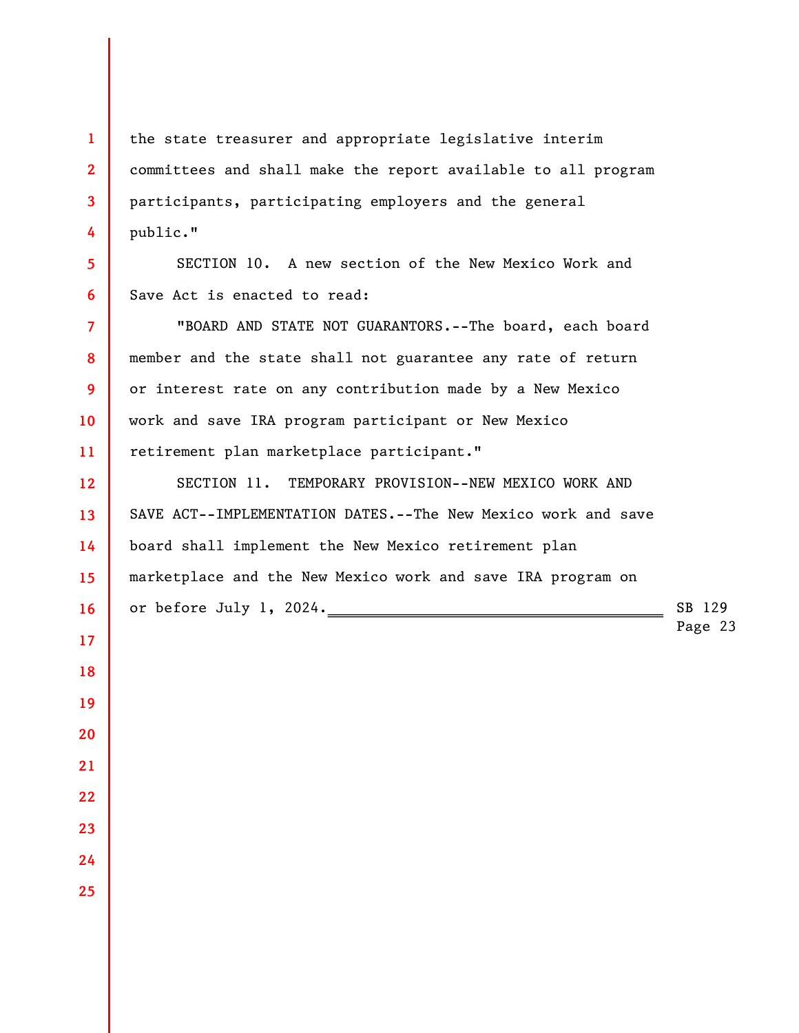the state treasurer and appropriate legislative interim committees and shall make the report available to all program participants, participating employers and the general public."

SECTION 10. A new section of the New Mexico Work and Save Act is enacted to read:

"BOARD AND STATE NOT GUARANTORS.--The board, each board member and the state shall not guarantee any rate of return or interest rate on any contribution made by a New Mexico work and save IRA program participant or New Mexico retirement plan marketplace participant."

SECTION 11. TEMPORARY PROVISION--NEW MEXICO WORK AND SAVE ACT--IMPLEMENTATION DATES.--The New Mexico work and save board shall implement the New Mexico retirement plan marketplace and the New Mexico work and save IRA program on or before July 1, 2024.